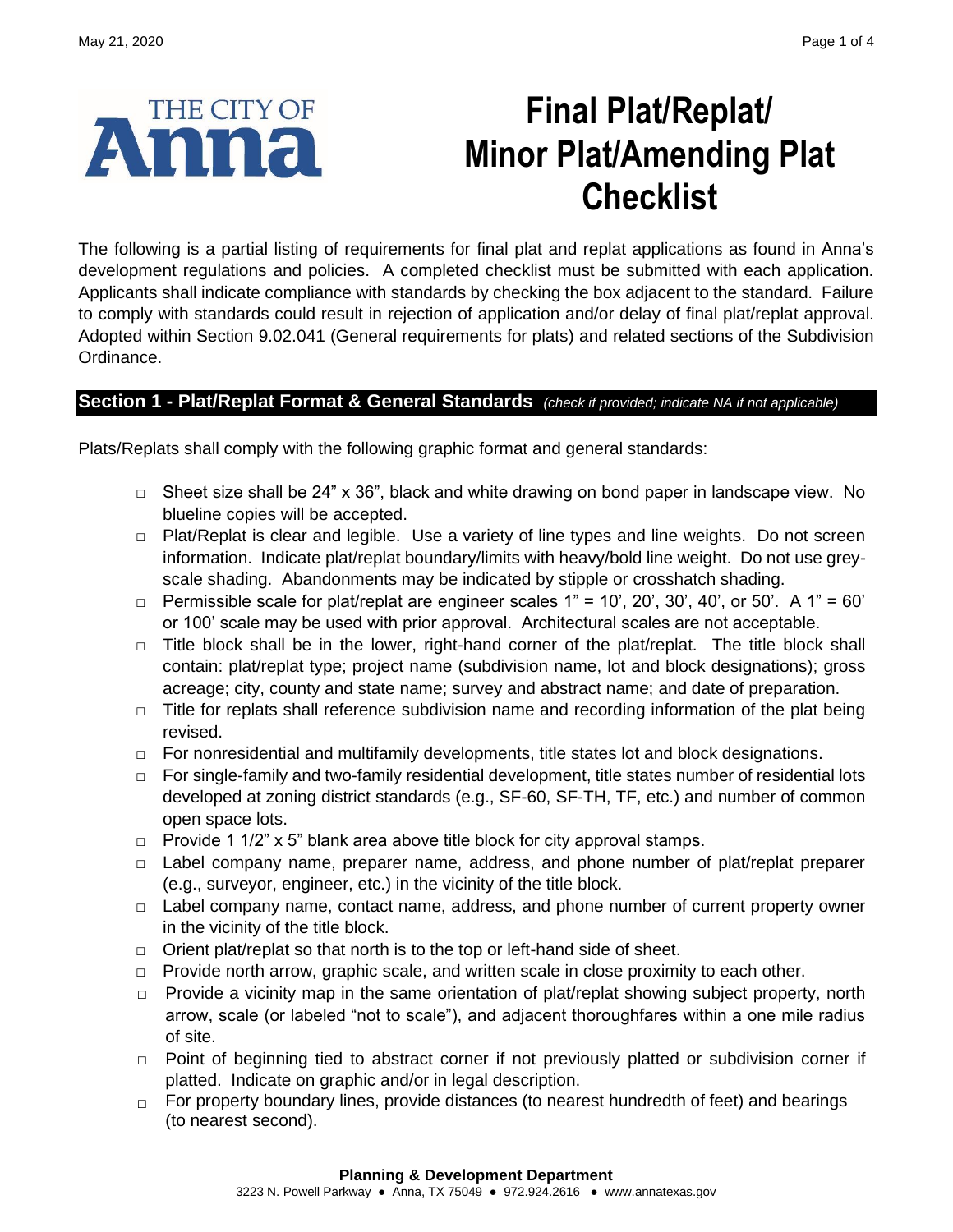THE CITY OF **Anna**

# Final Plat/Replat/ Minor Plat/Amending Plat Checklist

The following is a partial listing of requirements for final plat and replat applications as found in Anna's development regulations and policies. A completed checklist must be submitted with each application. Applicants shall indicate compliance with standards by checking the box adjacent to the standard. Failure to comply with standards could result in rejection of application and/or delay of final plat/replat approval. Adopted within Section 9.02.041 (General requirements for plats) and related sections of the Subdivision Ordinance.

## Section 1 - Plat/Replat Format & General Standards *(check if provided; indicate NA if not applicable)*

Plats/Replats shall comply with the following graphic format and general standards:

- □ Sheet size shall be 24" x 36", black and white drawing on bond paper in landscape view. No blueline copies will be accepted.
- □ Plat/Replat is clear and legible. Use a variety of line types and line weights. Do not screen information. Indicate plat/replat boundary/limits with heavy/bold line weight. Do not use grey-scale shading. Abandonments may be indicated by stipple or crosshatch shading.
- □ Permissible scale for plat/replat are engineer scales 1" = 10', 20', 30', 40', or 50'. A 1" = 60' or 100' scale may be used with prior approval. Architectural scales are not acceptable.
- □ Title block shall be in the lower, right-hand corner of the plat/replat. The title block shall contain: plat/replat type; project name (subdivision name, lot and block designations); gross acreage; city, county and state name; survey and abstract name; and date of preparation.
- □ Title for replats shall reference subdivision name and recording information of the plat being revised.
- □ For nonresidential and multifamily developments, title states lot and block designations.
- □ For single-family and two-family residential development, title states number of residential lots developed at zoning district standards (e.g., SF-60, SF-TH, TF, etc.) and number of common open space lots.
- □ Provide 1 1/2" x 5" blank area above title block for city approval stamps.
- □ Label company name, preparer name, address, and phone number of plat/replat preparer (e.g., surveyor, engineer, etc.) in the vicinity of the title block.
- □ Label company name, contact name, address, and phone number of current property owner in the vicinity of the title block.
- □ Orient plat/replat so that north is to the top or left-hand side of sheet.
- □ Provide north arrow, graphic scale, and written scale in close proximity to each other.
- □ Provide a vicinity map in the same orientation of plat/replat showing subject property, north arrow, scale (or labeled "not to scale"), and adjacent thoroughfares within a one mile radius of site.
- □ Point of beginning tied to abstract corner if not previously platted or subdivision corner if platted. Indicate on graphic and/or in legal description.
- □ For property boundary lines, provide distances (to nearest hundredth of feet) and bearings (to nearest second).

**Planning & Development Department**
3223 N. Powell Parkway ● Anna, TX 75049 ● 972.924.2616 ● www.annatexas.gov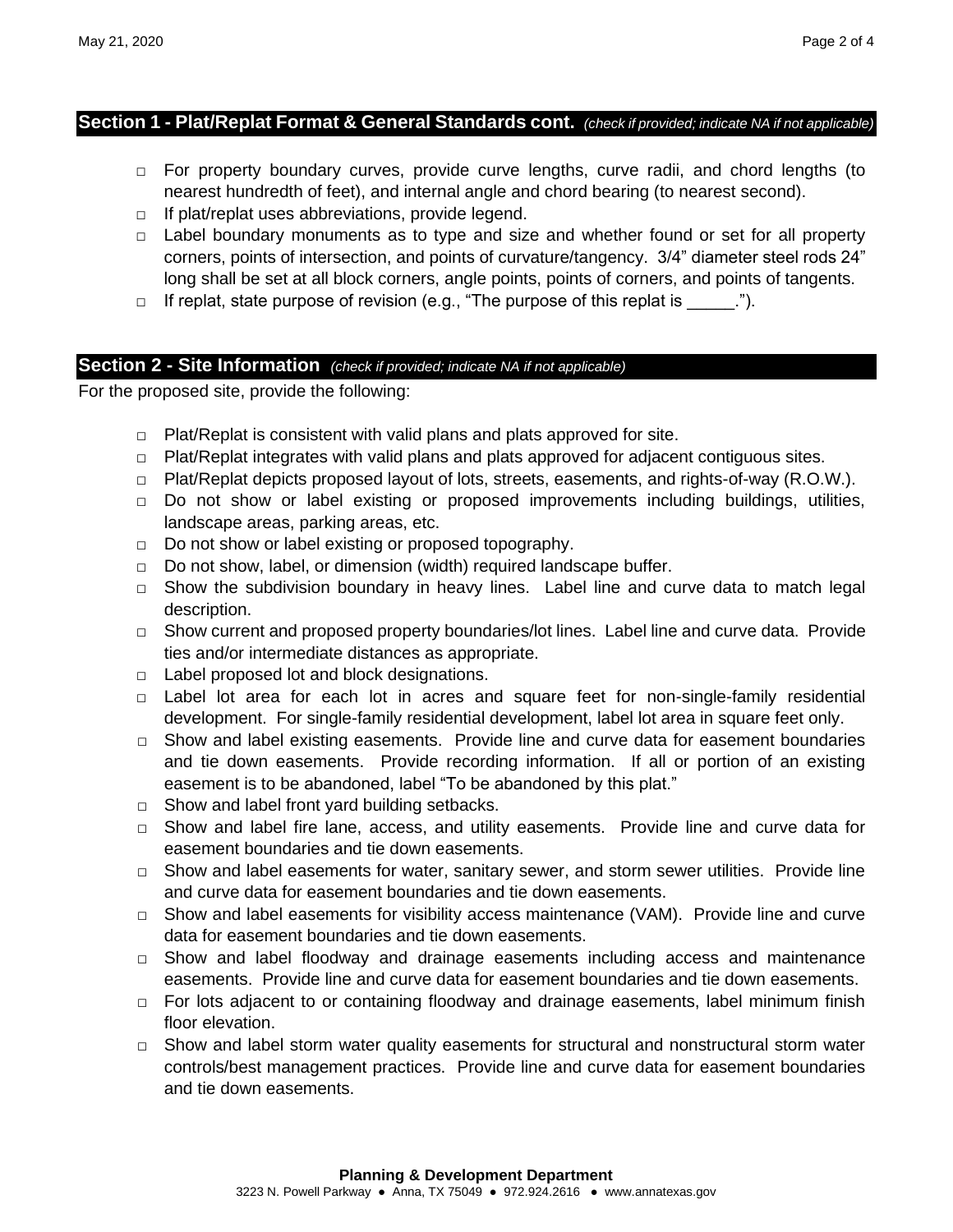## Section 1 - Plat/Replat Format & General Standards cont. *(check if provided; indicate NA if not applicable)*

- □ For property boundary curves, provide curve lengths, curve radii, and chord lengths (to nearest hundredth of feet), and internal angle and chord bearing (to nearest second).
- □ If plat/replat uses abbreviations, provide legend.
- □ Label boundary monuments as to type and size and whether found or set for all property corners, points of intersection, and points of curvature/tangency. 3/4" diameter steel rods 24" long shall be set at all block corners, angle points, points of corners, and points of tangents.
- □ If replat, state purpose of revision (e.g., "The purpose of this replat is _____.").

## Section 2 - Site Information *(check if provided; indicate NA if not applicable)*

For the proposed site, provide the following:

- □ Plat/Replat is consistent with valid plans and plats approved for site.
- □ Plat/Replat integrates with valid plans and plats approved for adjacent contiguous sites.
- □ Plat/Replat depicts proposed layout of lots, streets, easements, and rights-of-way (R.O.W.).
- □ Do not show or label existing or proposed improvements including buildings, utilities, landscape areas, parking areas, etc.
- □ Do not show or label existing or proposed topography.
- □ Do not show, label, or dimension (width) required landscape buffer.
- □ Show the subdivision boundary in heavy lines. Label line and curve data to match legal description.
- □ Show current and proposed property boundaries/lot lines. Label line and curve data. Provide ties and/or intermediate distances as appropriate.
- □ Label proposed lot and block designations.
- □ Label lot area for each lot in acres and square feet for non-single-family residential development. For single-family residential development, label lot area in square feet only.
- □ Show and label existing easements. Provide line and curve data for easement boundaries and tie down easements. Provide recording information. If all or portion of an existing easement is to be abandoned, label "To be abandoned by this plat."
- □ Show and label front yard building setbacks.
- □ Show and label fire lane, access, and utility easements. Provide line and curve data for easement boundaries and tie down easements.
- □ Show and label easements for water, sanitary sewer, and storm sewer utilities. Provide line and curve data for easement boundaries and tie down easements.
- □ Show and label easements for visibility access maintenance (VAM). Provide line and curve data for easement boundaries and tie down easements.
- □ Show and label floodway and drainage easements including access and maintenance easements. Provide line and curve data for easement boundaries and tie down easements.
- □ For lots adjacent to or containing floodway and drainage easements, label minimum finish floor elevation.
- □ Show and label storm water quality easements for structural and nonstructural storm water controls/best management practices. Provide line and curve data for easement boundaries and tie down easements.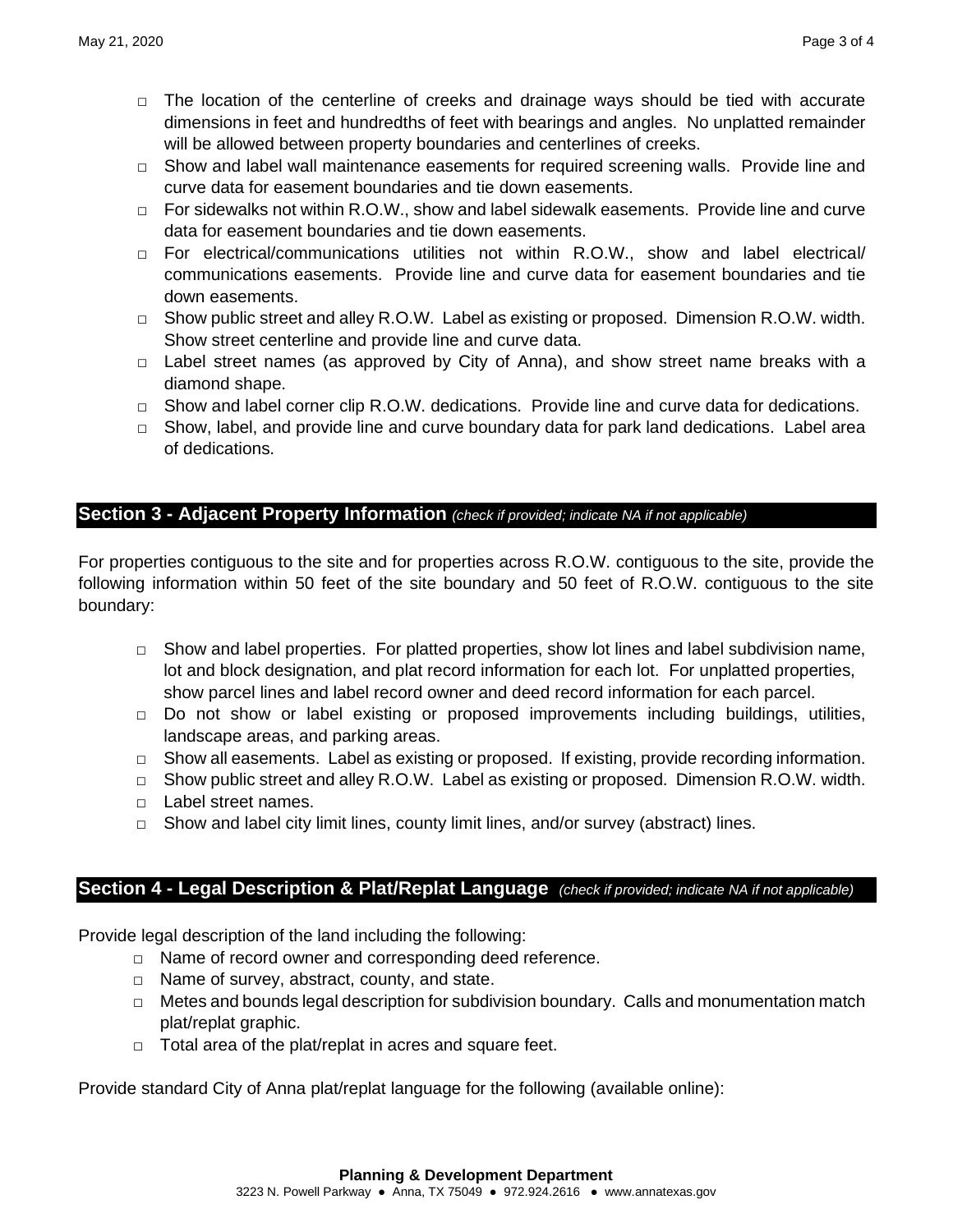- □ The location of the centerline of creeks and drainage ways should be tied with accurate dimensions in feet and hundredths of feet with bearings and angles. No unplatted remainder will be allowed between property boundaries and centerlines of creeks.
- □ Show and label wall maintenance easements for required screening walls. Provide line and curve data for easement boundaries and tie down easements.
- □ For sidewalks not within R.O.W., show and label sidewalk easements. Provide line and curve data for easement boundaries and tie down easements.
- □ For electrical/communications utilities not within R.O.W., show and label electrical/ communications easements. Provide line and curve data for easement boundaries and tie down easements.
- □ Show public street and alley R.O.W. Label as existing or proposed. Dimension R.O.W. width. Show street centerline and provide line and curve data.
- □ Label street names (as approved by City of Anna), and show street name breaks with a diamond shape.
- □ Show and label corner clip R.O.W. dedications. Provide line and curve data for dedications.
- □ Show, label, and provide line and curve boundary data for park land dedications. Label area of dedications.

## Section 3 - Adjacent Property Information *(check if provided; indicate NA if not applicable)*

For properties contiguous to the site and for properties across R.O.W. contiguous to the site, provide the following information within 50 feet of the site boundary and 50 feet of R.O.W. contiguous to the site boundary:

- □ Show and label properties. For platted properties, show lot lines and label subdivision name, lot and block designation, and plat record information for each lot. For unplatted properties, show parcel lines and label record owner and deed record information for each parcel.
- □ Do not show or label existing or proposed improvements including buildings, utilities, landscape areas, and parking areas.
- □ Show all easements. Label as existing or proposed. If existing, provide recording information.
- □ Show public street and alley R.O.W. Label as existing or proposed. Dimension R.O.W. width.
- □ Label street names.
- □ Show and label city limit lines, county limit lines, and/or survey (abstract) lines.

## Section 4 - Legal Description & Plat/Replat Language *(check if provided; indicate NA if not applicable)*

Provide legal description of the land including the following:

- □ Name of record owner and corresponding deed reference.
- □ Name of survey, abstract, county, and state.
- □ Metes and bounds legal description for subdivision boundary. Calls and monumentation match plat/replat graphic.
- □ Total area of the plat/replat in acres and square feet.

Provide standard City of Anna plat/replat language for the following (available online):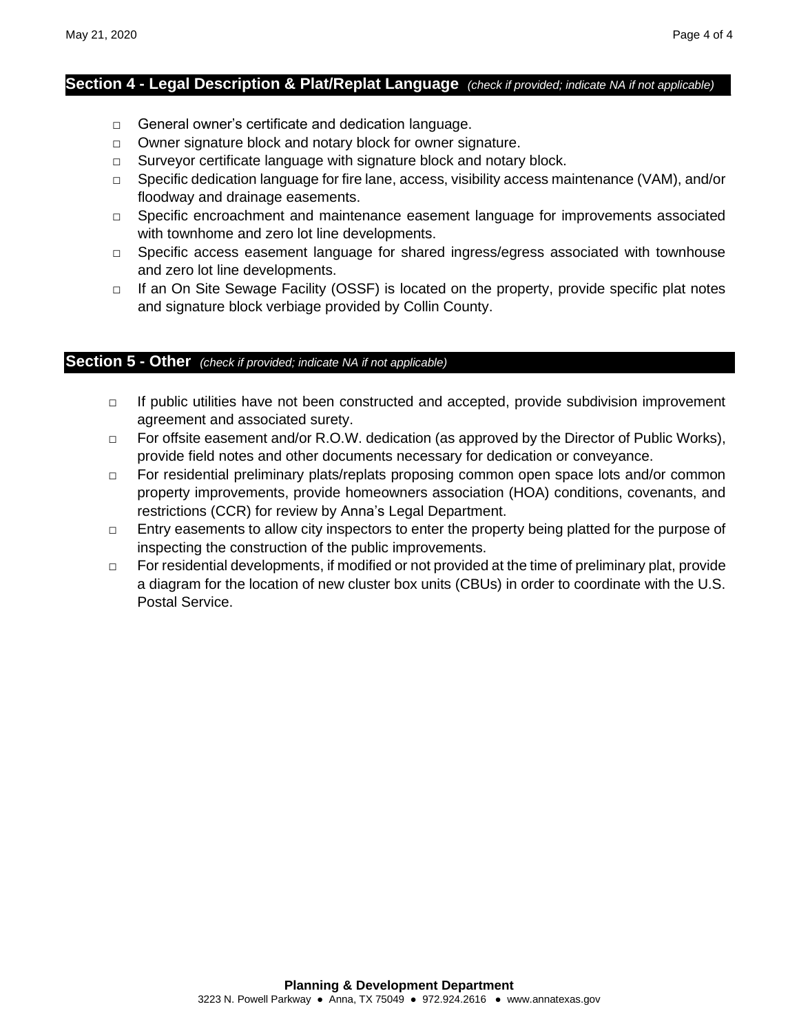## Section 4 - Legal Description & Plat/Replat Language *(check if provided; indicate NA if not applicable)*

- □ General owner's certificate and dedication language.
- □ Owner signature block and notary block for owner signature.
- □ Surveyor certificate language with signature block and notary block.
- □ Specific dedication language for fire lane, access, visibility access maintenance (VAM), and/or floodway and drainage easements.
- □ Specific encroachment and maintenance easement language for improvements associated with townhome and zero lot line developments.
- □ Specific access easement language for shared ingress/egress associated with townhouse and zero lot line developments.
- □ If an On Site Sewage Facility (OSSF) is located on the property, provide specific plat notes and signature block verbiage provided by Collin County.

## Section 5 - Other *(check if provided; indicate NA if not applicable)*

- □ If public utilities have not been constructed and accepted, provide subdivision improvement agreement and associated surety.
- □ For offsite easement and/or R.O.W. dedication (as approved by the Director of Public Works), provide field notes and other documents necessary for dedication or conveyance.
- □ For residential preliminary plats/replats proposing common open space lots and/or common property improvements, provide homeowners association (HOA) conditions, covenants, and restrictions (CCR) for review by Anna's Legal Department.
- □ Entry easements to allow city inspectors to enter the property being platted for the purpose of inspecting the construction of the public improvements.
- □ For residential developments, if modified or not provided at the time of preliminary plat, provide a diagram for the location of new cluster box units (CBUs) in order to coordinate with the U.S. Postal Service.